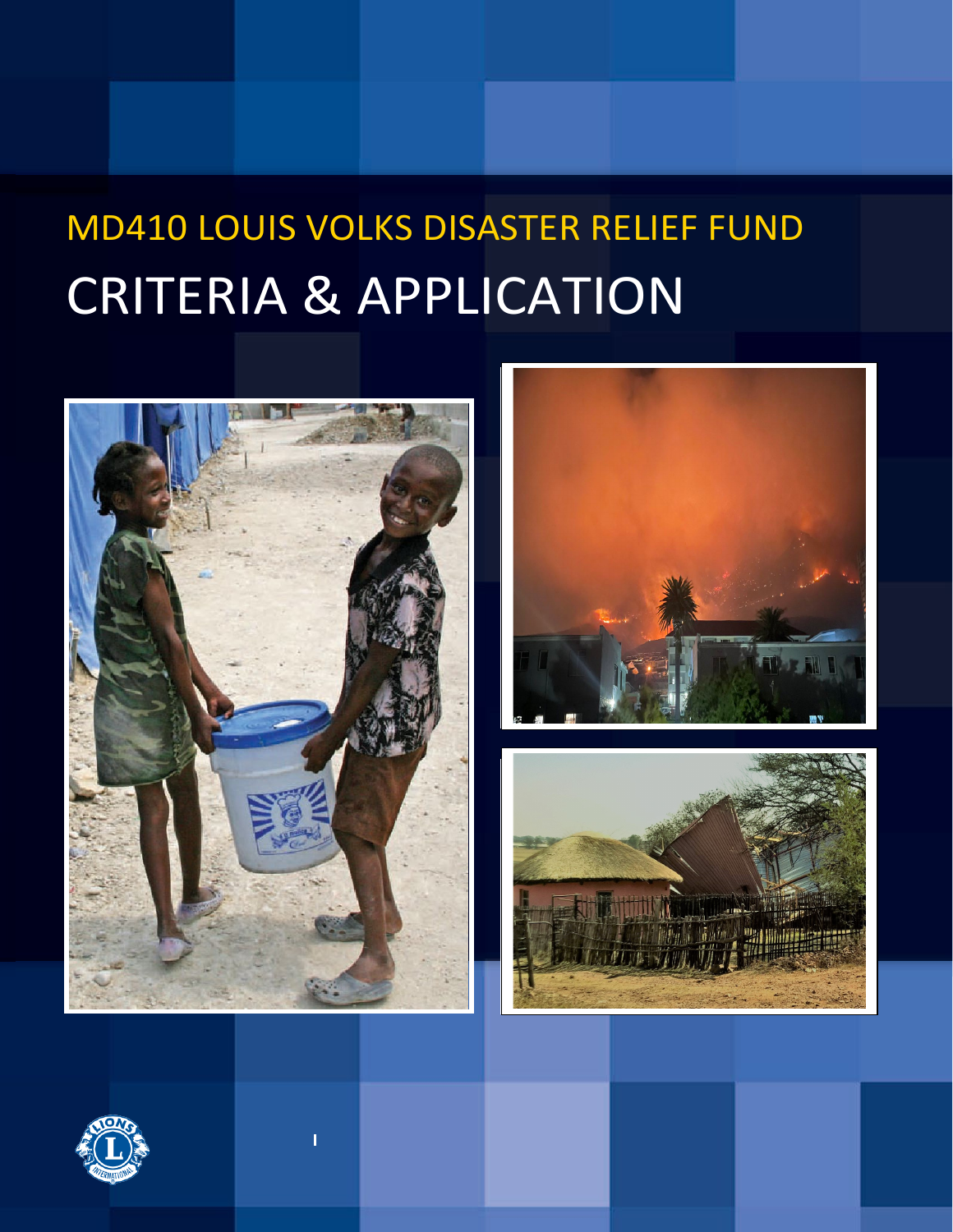# MD410 LOUIS VOLKS DISASTER RELIEF FUND

# CRITERIA & APPLICATION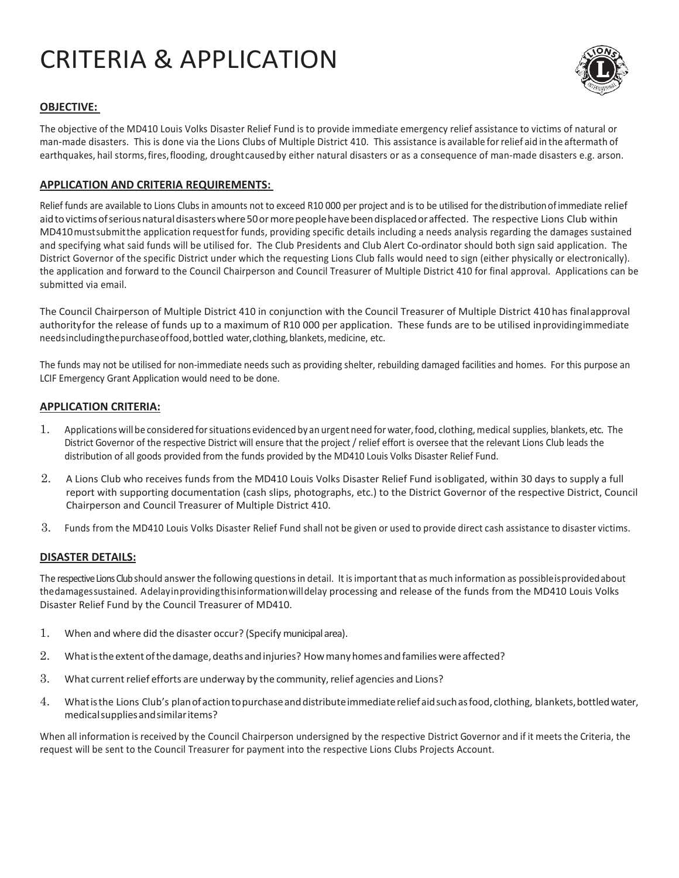# CRITERIA & APPLICATION

## OBJECTIVE:

The objective of the MD410 Louis Volks Disaster Relief Fund is to provide immediate emergency relief assistance to victims of natural or man-made disasters. This is done via the Lions Clubs of Multiple District 410. This assistance is available for relief aid in the aftermath of earthquakes, hail storms, fires, flooding, drought caused by either natural disasters or as a consequence of man-made disasters e.g. arson.

## APPLICATION AND CRITERIA REQUIREMENTS:

Relief funds are available to Lions Clubs in amounts not to exceed R10 000 per project and is to be utilised for the distribution of immediate relief aid to victims of serious natural disasters where 50 or more people have been displaced or affected. The respective Lions Club within MD410 must submit the application request for funds, providing specific details including a needs analysis regarding the damages sustained and specifying what said funds will be utilised for. The Club Presidents and Club Alert Co-ordinator should both sign said application. The District Governor of the specific District under which the requesting Lions Club falls would need to sign (either physically or electronically). the application and forward to the Council Chairperson and Council Treasurer of Multiple District 410 for final approval. Applications can be submitted via email.

The Council Chairperson of Multiple District 410 in conjunction with the Council Treasurer of Multiple District 410 has final approval authority for the release of funds up to a maximum of R10 000 per application. These funds are to be utilised in providing immediate needs including the purchase of food, bottled water, clothing, blankets, medicine, etc.

The funds may not be utilised for non-immediate needs such as providing shelter, rebuilding damaged facilities and homes. For this purpose an LCIF Emergency Grant Application would need to be done.

## APPLICATION CRITERIA:

1. Applications will be considered for situations evidenced by an urgent need for water, food, clothing, medical supplies, blankets, etc. The District Governor of the respective District will ensure that the project / relief effort is oversee that the relevant Lions Club leads the distribution of all goods provided from the funds provided by the MD410 Louis Volks Disaster Relief Fund.
2. A Lions Club who receives funds from the MD410 Louis Volks Disaster Relief Fund is obligated, within 30 days to supply a full report with supporting documentation (cash slips, photographs, etc.) to the District Governor of the respective District, Council Chairperson and Council Treasurer of Multiple District 410.
3. Funds from the MD410 Louis Volks Disaster Relief Fund shall not be given or used to provide direct cash assistance to disaster victims.

## DISASTER DETAILS:

The respective Lions Club should answer the following questions in detail. It is important that as much information as possible is provided about the damages sustained. A delay in providing this information will delay processing and release of the funds from the MD410 Louis Volks Disaster Relief Fund by the Council Treasurer of MD410.

1. When and where did the disaster occur? (Specify municipal area).
2. What is the extent of the damage, deaths and injuries? How many homes and families were affected?
3. What current relief efforts are underway by the community, relief agencies and Lions?
4. What is the Lions Club's plan of action to purchase and distribute immediate relief aid such as food, clothing, blankets, bottled water, medical supplies and similar items?

When all information is received by the Council Chairperson undersigned by the respective District Governor and if it meets the Criteria, the request will be sent to the Council Treasurer for payment into the respective Lions Clubs Projects Account.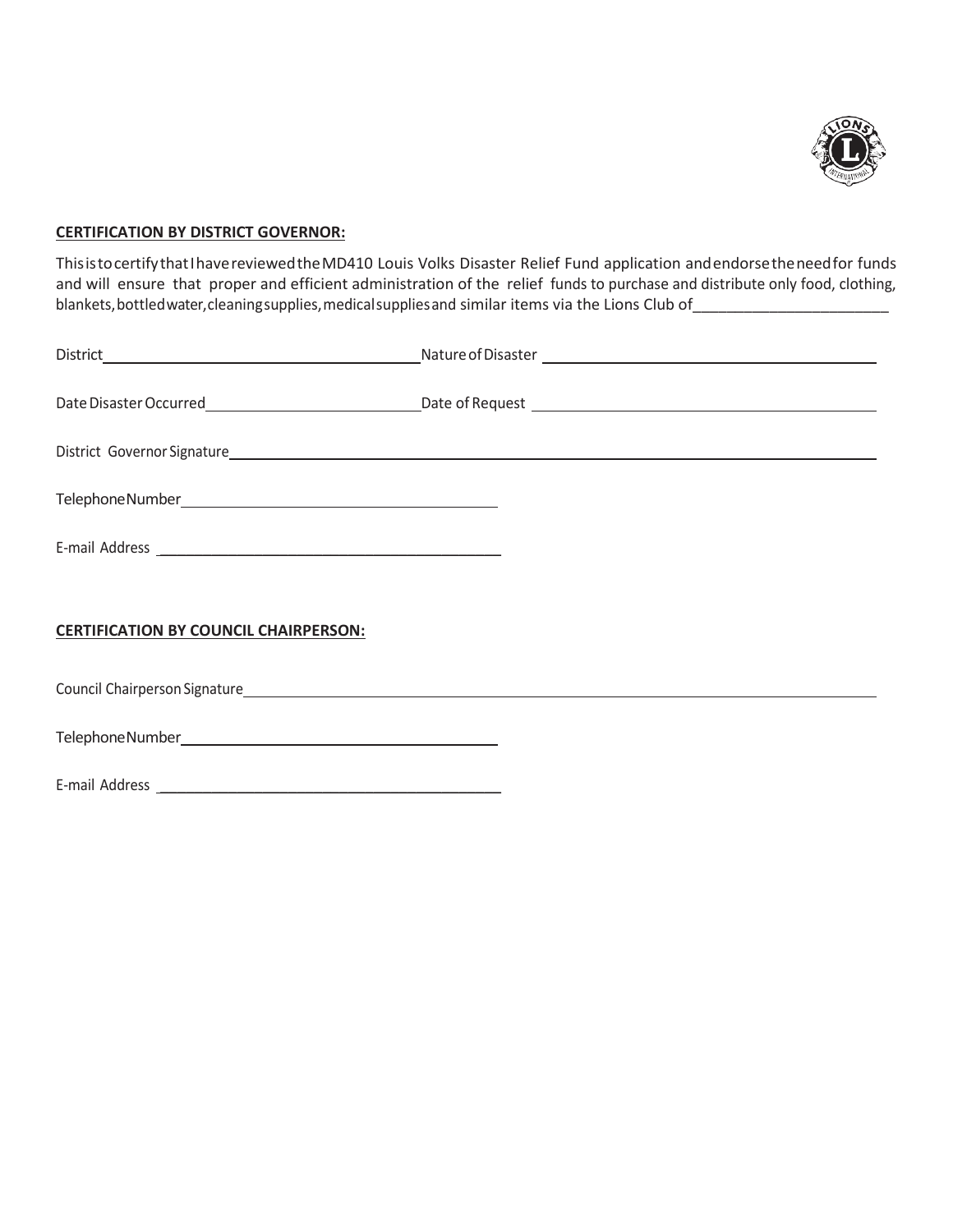**CERTIFICATION BY DISTRICT GOVERNOR:**

This is to certify that I have reviewed the MD410 Louis Volks Disaster Relief Fund application and endorse the need for funds and will ensure that proper and efficient administration of the relief funds to purchase and distribute only food, clothing, blankets, bottled water, cleaning supplies, medical supplies and similar items via the Lions Club of________________________

District_______________________________ Nature of Disaster _______________________________

Date Disaster Occurred_______________________ Date of Request _______________________________

District Governor Signature_______________________________________________________________

Telephone Number_______________________________

E-mail Address _______________________________

**CERTIFICATION BY COUNCIL CHAIRPERSON:**

Council Chairperson Signature_____________________________________________________________

Telephone Number_______________________________

E-mail Address _______________________________